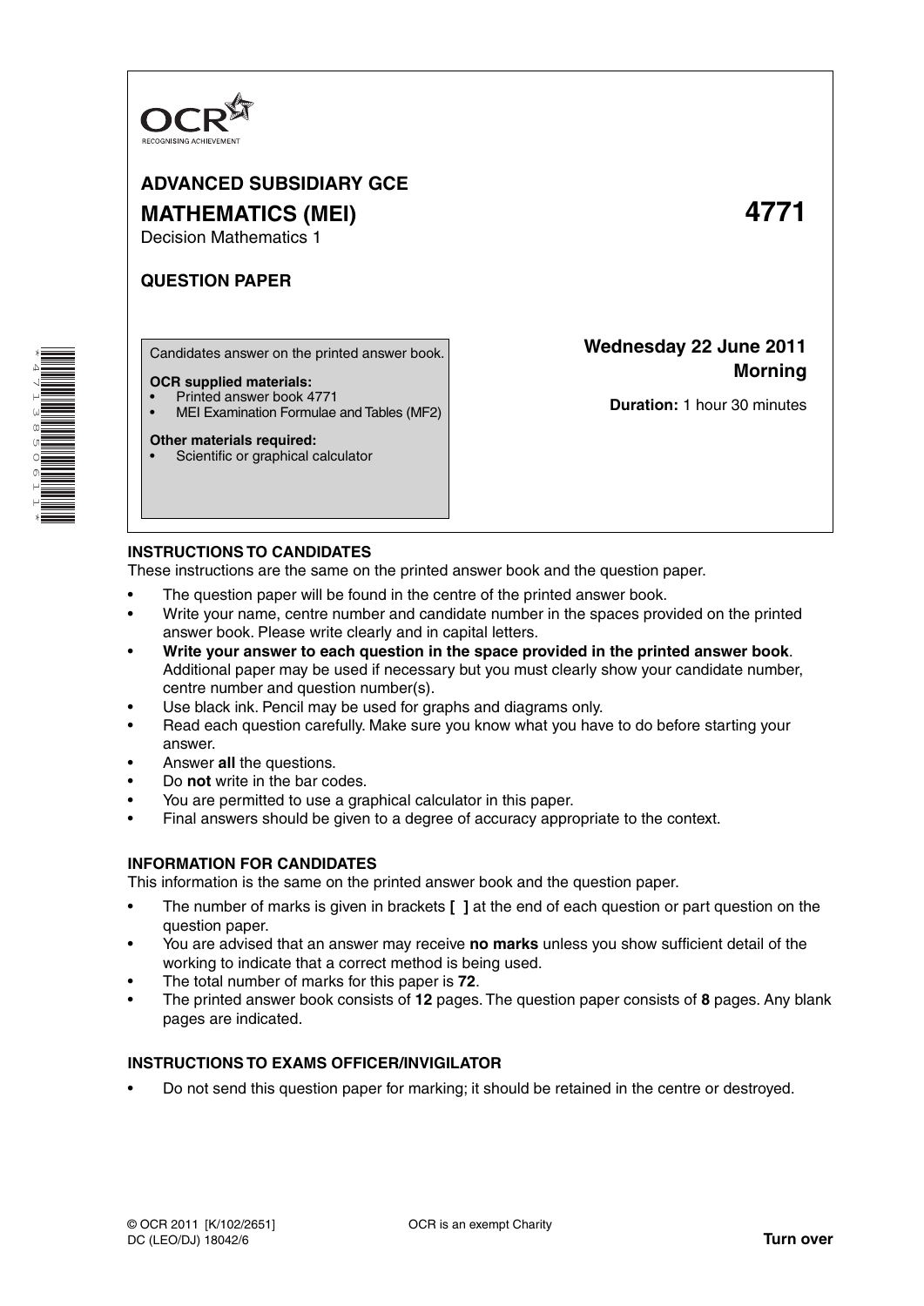OCR
RECOGNISING ACHIEVEMENT

**ADVANCED SUBSIDIARY GCE**

**MATHEMATICS (MEI)**

**4771**

Decision Mathematics 1

**QUESTION PAPER**

Candidates answer on the printed answer book.

**OCR supplied materials:**

- Printed answer book 4771
- MEI Examination Formulae and Tables (MF2)

**Other materials required:**

- Scientific or graphical calculator

**Wednesday 22 June 2011**
**Morning**

**Duration:** 1 hour 30 minutes

## INSTRUCTIONS TO CANDIDATES

These instructions are the same on the printed answer book and the question paper.

- The question paper will be found in the centre of the printed answer book.
- Write your name, centre number and candidate number in the spaces provided on the printed answer book. Please write clearly and in capital letters.
- **Write your answer to each question in the space provided in the printed answer book**. Additional paper may be used if necessary but you must clearly show your candidate number, centre number and question number(s).
- Use black ink. Pencil may be used for graphs and diagrams only.
- Read each question carefully. Make sure you know what you have to do before starting your answer.
- Answer **all** the questions.
- Do **not** write in the bar codes.
- You are permitted to use a graphical calculator in this paper.
- Final answers should be given to a degree of accuracy appropriate to the context.

## INFORMATION FOR CANDIDATES

This information is the same on the printed answer book and the question paper.

- The number of marks is given in brackets **[ ]** at the end of each question or part question on the question paper.
- You are advised that an answer may receive **no marks** unless you show sufficient detail of the working to indicate that a correct method is being used.
- The total number of marks for this paper is **72**.
- The printed answer book consists of **12** pages. The question paper consists of **8** pages. Any blank pages are indicated.

## INSTRUCTIONS TO EXAMS OFFICER/INVIGILATOR

- Do not send this question paper for marking; it should be retained in the centre or destroyed.

© OCR 2011 [K/102/2651]
DC (LEO/DJ) 18042/6

OCR is an exempt Charity

**Turn over**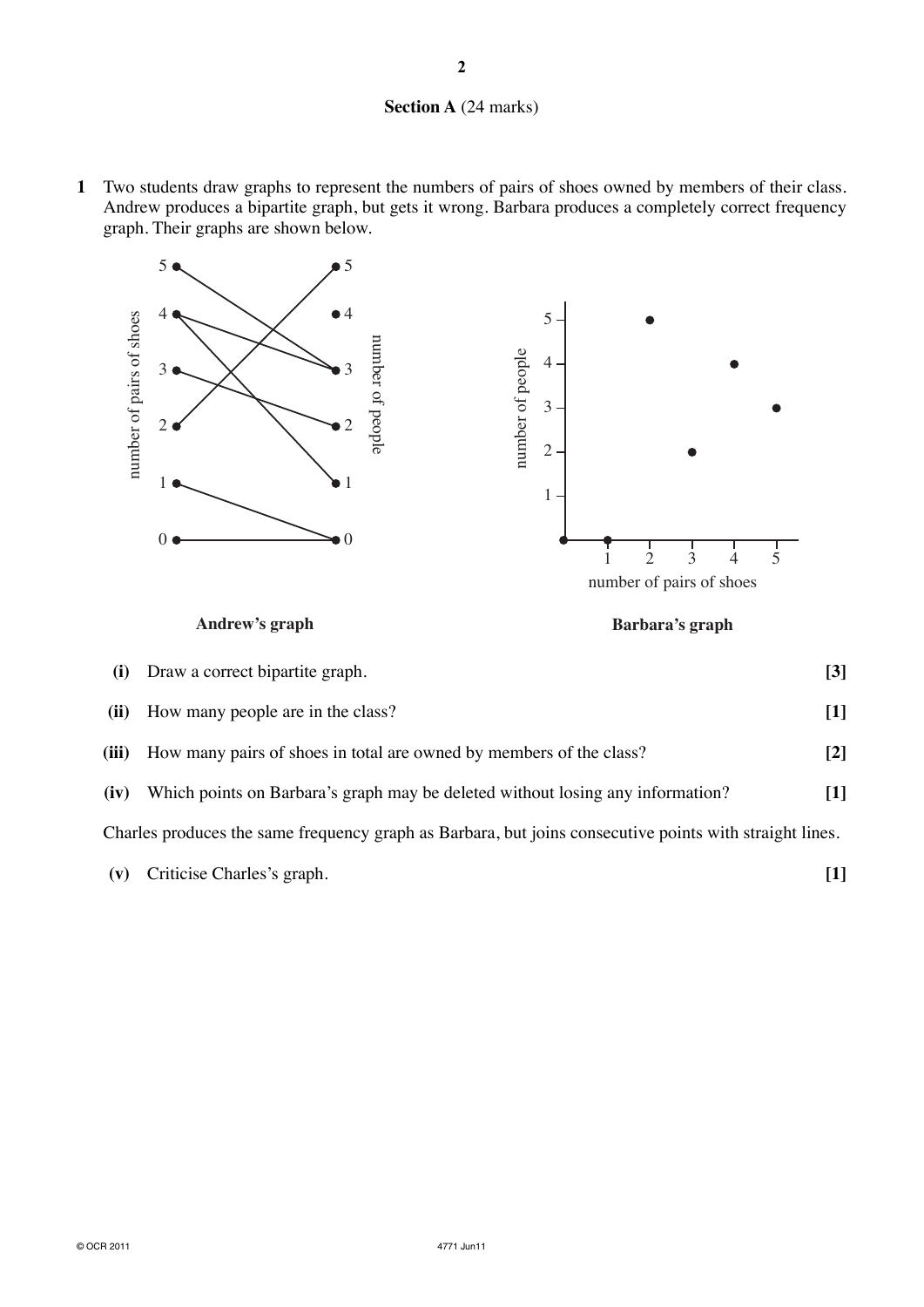## Section A (24 marks)

**1** Two students draw graphs to represent the numbers of pairs of shoes owned by members of their class. Andrew produces a bipartite graph, but gets it wrong. Barbara produces a completely correct frequency graph. Their graphs are shown below.

**Andrew's graph**

**Barbara's graph**

**(i)** Draw a correct bipartite graph. **[3]**

**(ii)** How many people are in the class? **[1]**

**(iii)** How many pairs of shoes in total are owned by members of the class? **[2]**

**(iv)** Which points on Barbara's graph may be deleted without losing any information? **[1]**

Charles produces the same frequency graph as Barbara, but joins consecutive points with straight lines.

**(v)** Criticise Charles's graph. **[1]**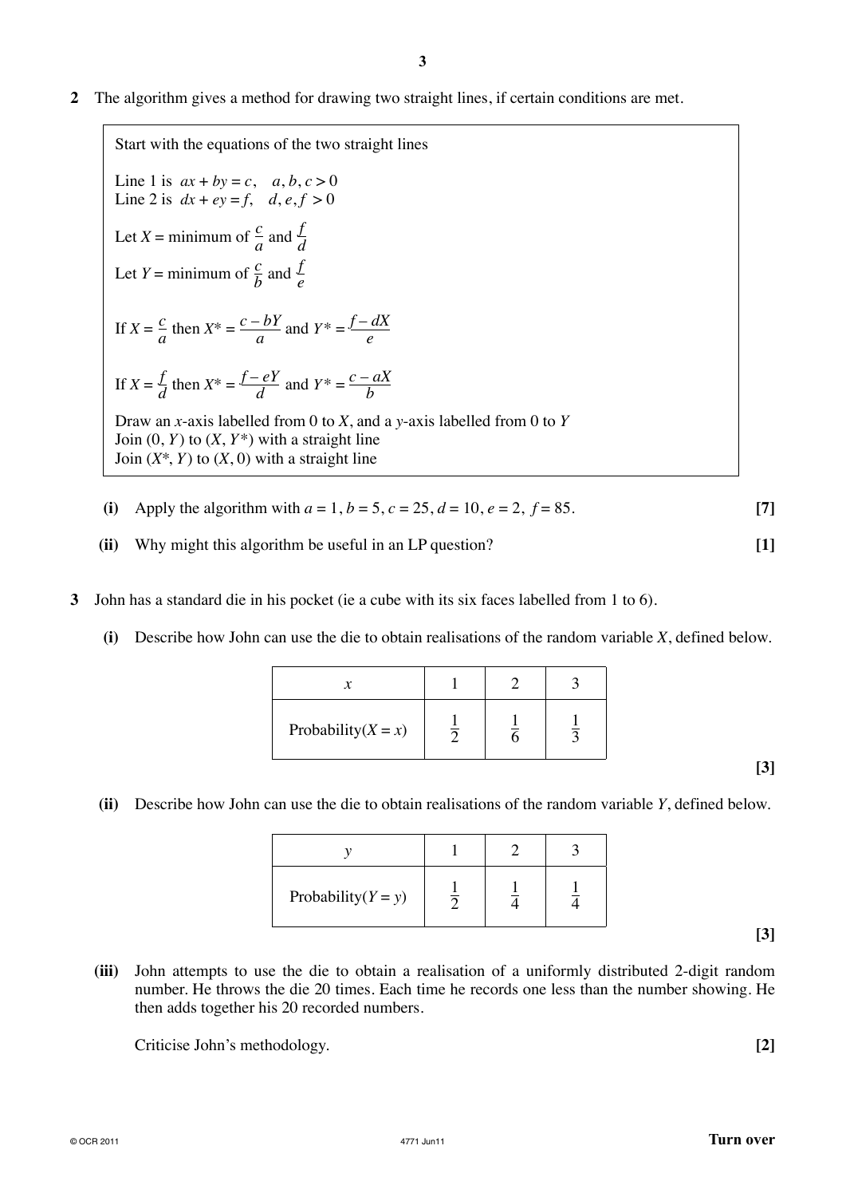**2** The algorithm gives a method for drawing two straight lines, if certain conditions are met.

> Start with the equations of the two straight lines
>
> Line 1 is $ax + by = c, \quad a, b, c > 0$
> Line 2 is $dx + ey = f, \quad d, e, f > 0$
>
> Let $X$ = minimum of $\frac{c}{a}$ and $\frac{f}{d}$
>
> Let $Y$ = minimum of $\frac{c}{b}$ and $\frac{f}{e}$
>
> If $X = \frac{c}{a}$ then $X^* = \frac{c - bY}{a}$ and $Y^* = \frac{f - dX}{e}$
>
> If $X = \frac{f}{d}$ then $X^* = \frac{f - eY}{d}$ and $Y^* = \frac{c - aX}{b}$
>
> Draw an $x$-axis labelled from 0 to $X$, and a $y$-axis labelled from 0 to $Y$
> Join $(0, Y)$ to $(X, Y^*)$ with a straight line
> Join $(X^*, Y)$ to $(X, 0)$ with a straight line

**(i)** Apply the algorithm with $a = 1, b = 5, c = 25, d = 10, e = 2, f = 85$. **[7]**

**(ii)** Why might this algorithm be useful in an LP question? **[1]**

**3** John has a standard die in his pocket (ie a cube with its six faces labelled from 1 to 6).

**(i)** Describe how John can use the die to obtain realisations of the random variable $X$, defined below.

| $x$ | 1 | 2 | 3 |
|---|---|---|---|
| Probability($X = x$) | $\frac{1}{2}$ | $\frac{1}{6}$ | $\frac{1}{3}$ |

**[3]**

**(ii)** Describe how John can use the die to obtain realisations of the random variable $Y$, defined below.

| $y$ | 1 | 2 | 3 |
|---|---|---|---|
| Probability($Y = y$) | $\frac{1}{2}$ | $\frac{1}{4}$ | $\frac{1}{4}$ |

**[3]**

**(iii)** John attempts to use the die to obtain a realisation of a uniformly distributed 2-digit random number. He throws the die 20 times. Each time he records one less than the number showing. He then adds together his 20 recorded numbers.

Criticise John's methodology. **[2]**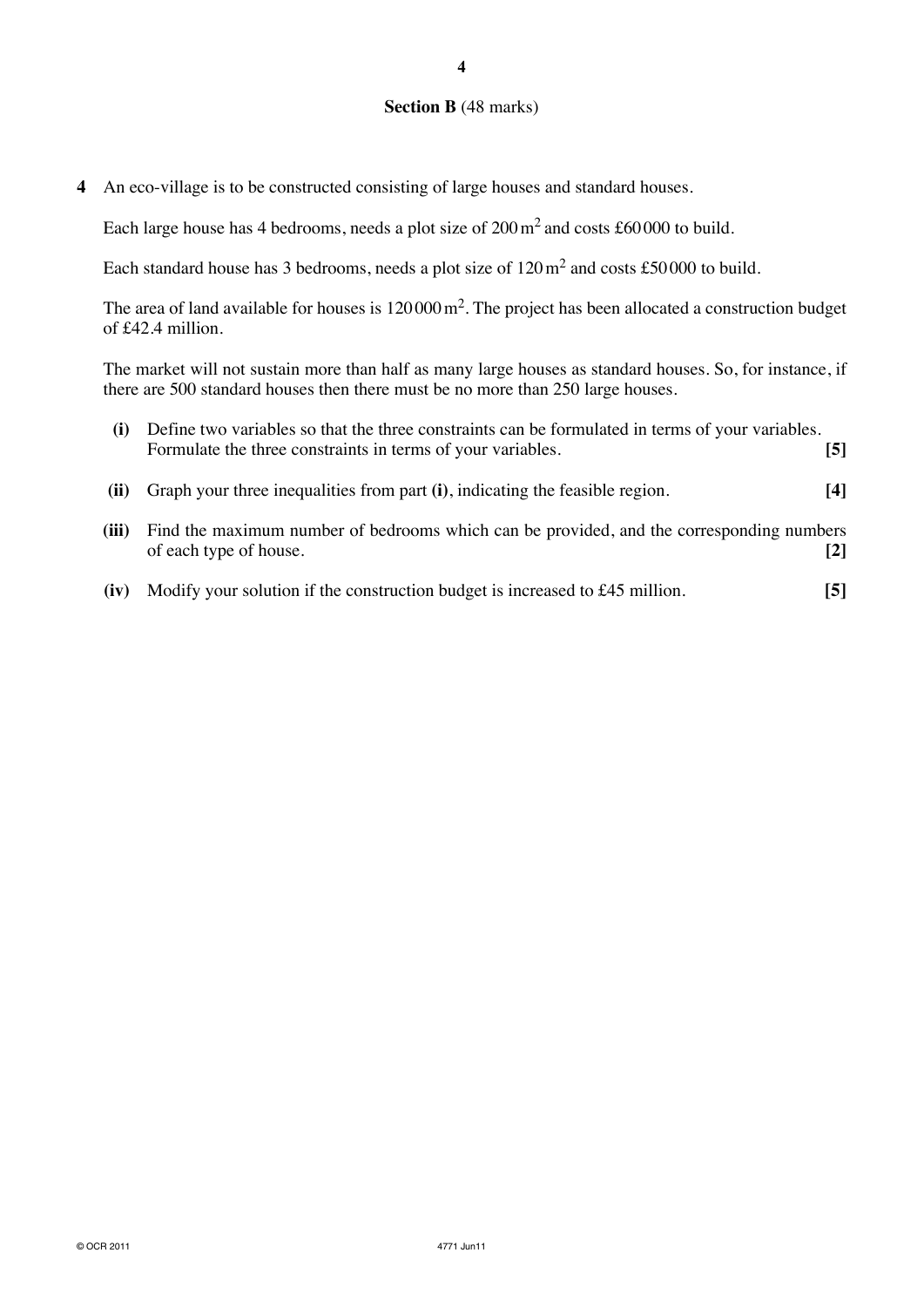## Section B (48 marks)

**4** An eco-village is to be constructed consisting of large houses and standard houses.

Each large house has 4 bedrooms, needs a plot size of $200\,\text{m}^2$ and costs £60 000 to build.

Each standard house has 3 bedrooms, needs a plot size of $120\,\text{m}^2$ and costs £50 000 to build.

The area of land available for houses is $120\,000\,\text{m}^2$. The project has been allocated a construction budget of £42.4 million.

The market will not sustain more than half as many large houses as standard houses. So, for instance, if there are 500 standard houses then there must be no more than 250 large houses.

**(i)** Define two variables so that the three constraints can be formulated in terms of your variables. Formulate the three constraints in terms of your variables. **[5]**

**(ii)** Graph your three inequalities from part **(i)**, indicating the feasible region. **[4]**

**(iii)** Find the maximum number of bedrooms which can be provided, and the corresponding numbers of each type of house. **[2]**

**(iv)** Modify your solution if the construction budget is increased to £45 million. **[5]**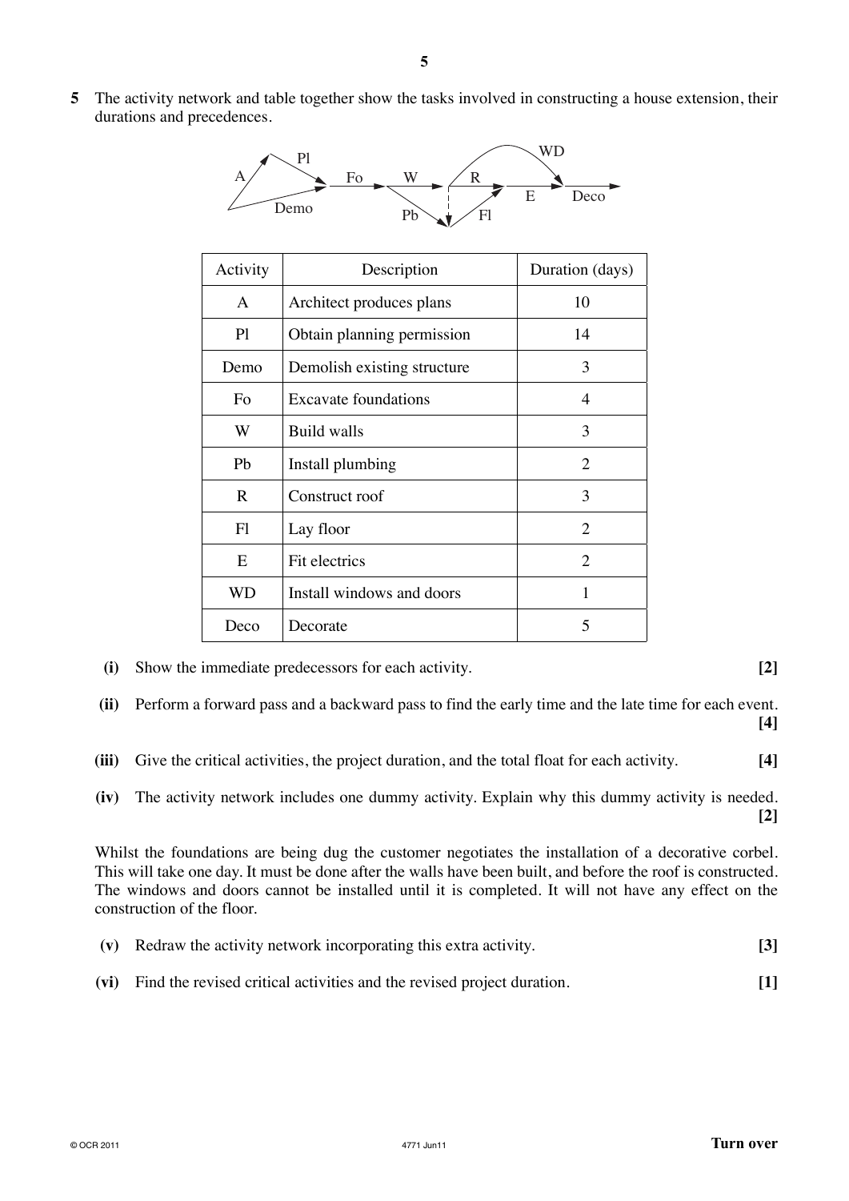**5** The activity network and table together show the tasks involved in constructing a house extension, their durations and precedences.

| Activity | Description | Duration (days) |
|---|---|---|
| A | Architect produces plans | 10 |
| Pl | Obtain planning permission | 14 |
| Demo | Demolish existing structure | 3 |
| Fo | Excavate foundations | 4 |
| W | Build walls | 3 |
| Pb | Install plumbing | 2 |
| R | Construct roof | 3 |
| Fl | Lay floor | 2 |
| E | Fit electrics | 2 |
| WD | Install windows and doors | 1 |
| Deco | Decorate | 5 |

**(i)** Show the immediate predecessors for each activity. **[2]**

**(ii)** Perform a forward pass and a backward pass to find the early time and the late time for each event. **[4]**

**(iii)** Give the critical activities, the project duration, and the total float for each activity. **[4]**

**(iv)** The activity network includes one dummy activity. Explain why this dummy activity is needed. **[2]**

Whilst the foundations are being dug the customer negotiates the installation of a decorative corbel. This will take one day. It must be done after the walls have been built, and before the roof is constructed. The windows and doors cannot be installed until it is completed. It will not have any effect on the construction of the floor.

**(v)** Redraw the activity network incorporating this extra activity. **[3]**

**(vi)** Find the revised critical activities and the revised project duration. **[1]**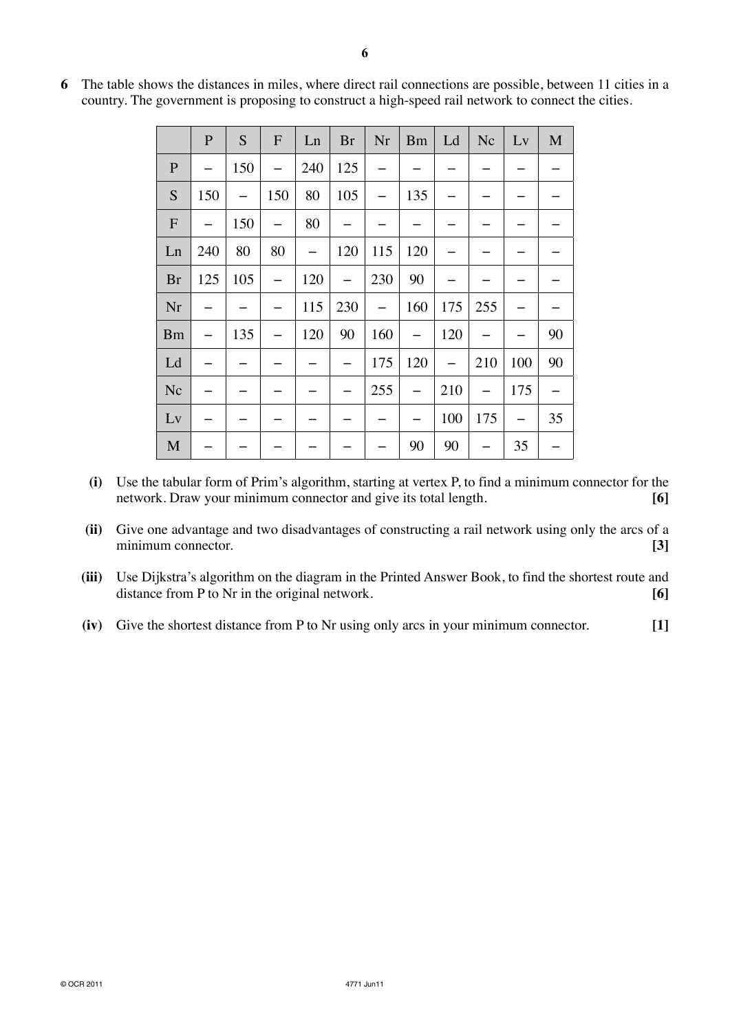**6** The table shows the distances in miles, where direct rail connections are possible, between 11 cities in a country. The government is proposing to construct a high-speed rail network to connect the cities.

| | P | S | F | Ln | Br | Nr | Bm | Ld | Nc | Lv | M |
|---|---|---|---|---|---|---|---|---|---|---|---|
| P | – | 150 | – | 240 | 125 | – | – | – | – | – | – |
| S | 150 | – | 150 | 80 | 105 | – | 135 | – | – | – | – |
| F | – | 150 | – | 80 | – | – | – | – | – | – | – |
| Ln | 240 | 80 | 80 | – | 120 | 115 | 120 | – | – | – | – |
| Br | 125 | 105 | – | 120 | – | 230 | 90 | – | – | – | – |
| Nr | – | – | – | 115 | 230 | – | 160 | 175 | 255 | – | – |
| Bm | – | 135 | – | 120 | 90 | 160 | – | 120 | – | – | 90 |
| Ld | – | – | – | – | – | 175 | 120 | – | 210 | 100 | 90 |
| Nc | – | – | – | – | – | 255 | – | 210 | – | 175 | – |
| Lv | – | – | – | – | – | – | – | 100 | 175 | – | 35 |
| M | – | – | – | – | – | – | 90 | 90 | – | 35 | – |

**(i)** Use the tabular form of Prim's algorithm, starting at vertex P, to find a minimum connector for the network. Draw your minimum connector and give its total length. **[6]**

**(ii)** Give one advantage and two disadvantages of constructing a rail network using only the arcs of a minimum connector. **[3]**

**(iii)** Use Dijkstra's algorithm on the diagram in the Printed Answer Book, to find the shortest route and distance from P to Nr in the original network. **[6]**

**(iv)** Give the shortest distance from P to Nr using only arcs in your minimum connector. **[1]**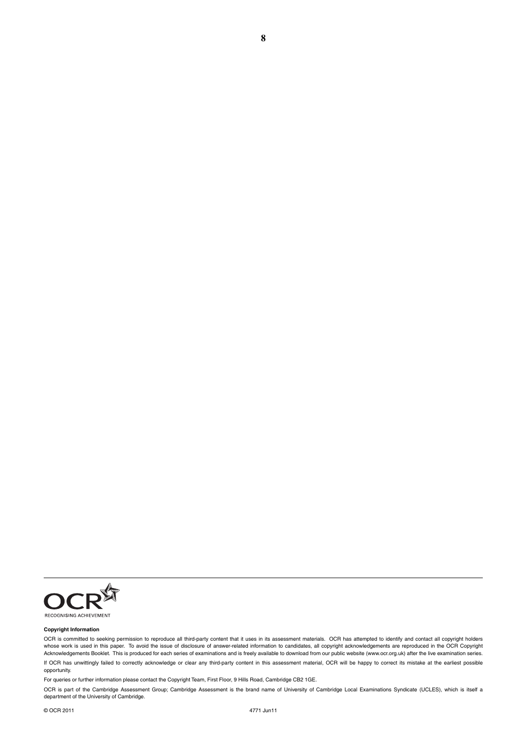OCR

RECOGNISING ACHIEVEMENT

**Copyright Information**

OCR is committed to seeking permission to reproduce all third-party content that it uses in its assessment materials. OCR has attempted to identify and contact all copyright holders whose work is used in this paper. To avoid the issue of disclosure of answer-related information to candidates, all copyright acknowledgements are reproduced in the OCR Copyright Acknowledgements Booklet. This is produced for each series of examinations and is freely available to download from our public website (www.ocr.org.uk) after the live examination series.

If OCR has unwittingly failed to correctly acknowledge or clear any third-party content in this assessment material, OCR will be happy to correct its mistake at the earliest possible opportunity.

For queries or further information please contact the Copyright Team, First Floor, 9 Hills Road, Cambridge CB2 1GE.

OCR is part of the Cambridge Assessment Group; Cambridge Assessment is the brand name of University of Cambridge Local Examinations Syndicate (UCLES), which is itself a department of the University of Cambridge.

© OCR 2011 4771 Jun11